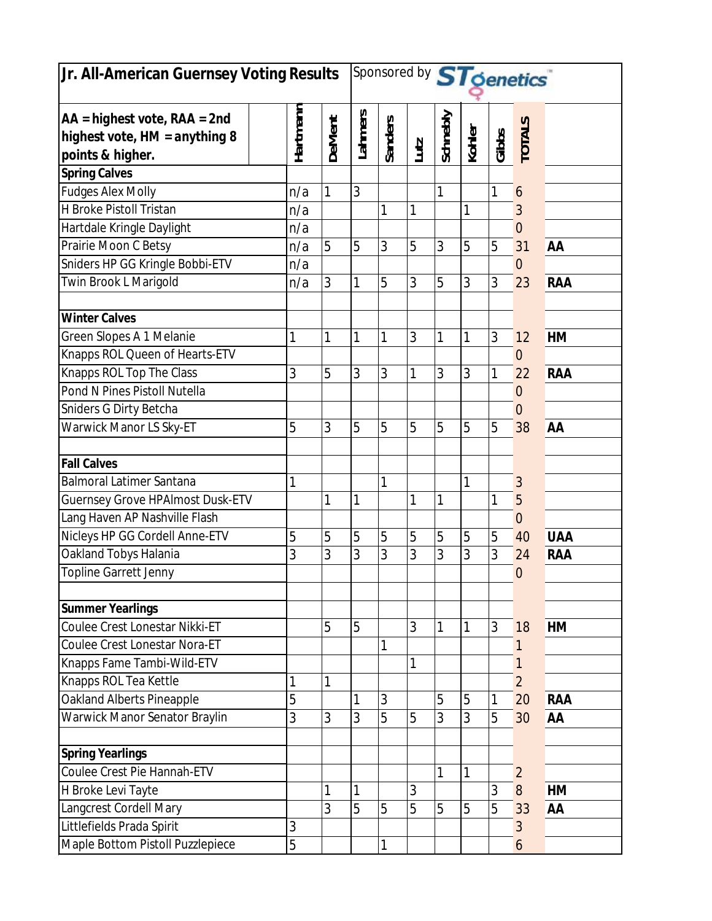| Jr. All-American Guernsey Voting Results | Sponsored by STgenetics | | | | | | | | | |
|---|---|---|---|---|---|---|---|---|---|---|
| AA = highest vote, RAA = 2nd highest vote, HM = anything 8 points & higher. | Hartmann | DeMent | Lahmers | Sanders | Lutz | Schnebly | Kohler | Gibbs | TOTALS | |
| **Spring Calves** | | | | | | | | | | |
| Fudges Alex Molly | n/a | 1 | 3 | | | 1 | | 1 | 6 | |
| H Broke Pistoll Tristan | n/a | | | 1 | 1 | | 1 | | 3 | |
| Hartdale Kringle Daylight | n/a | | | | | | | | 0 | |
| Prairie Moon C Betsy | n/a | 5 | 5 | 3 | 5 | 3 | 5 | 5 | 31 | **AA** |
| Sniders HP GG Kringle Bobbi-ETV | n/a | | | | | | | | 0 | |
| Twin Brook L Marigold | n/a | 3 | 1 | 5 | 3 | 5 | 3 | 3 | 23 | **RAA** |
| | | | | | | | | | | |
| **Winter Calves** | | | | | | | | | | |
| Green Slopes A 1 Melanie | 1 | 1 | 1 | 1 | 3 | 1 | 1 | 3 | 12 | **HM** |
| Knapps ROL Queen of Hearts-ETV | | | | | | | | | 0 | |
| Knapps ROL Top The Class | 3 | 5 | 3 | 3 | 1 | 3 | 3 | 1 | 22 | **RAA** |
| Pond N Pines Pistoll Nutella | | | | | | | | | 0 | |
| Sniders G Dirty Betcha | | | | | | | | | 0 | |
| Warwick Manor LS Sky-ET | 5 | 3 | 5 | 5 | 5 | 5 | 5 | 5 | 38 | **AA** |
| | | | | | | | | | | |
| **Fall Calves** | | | | | | | | | | |
| Balmoral Latimer Santana | 1 | | | 1 | | | 1 | | 3 | |
| Guernsey Grove HPAlmost Dusk-ETV | | 1 | 1 | | 1 | 1 | | 1 | 5 | |
| Lang Haven AP Nashville Flash | | | | | | | | | 0 | |
| Nicleys HP GG Cordell Anne-ETV | 5 | 5 | 5 | 5 | 5 | 5 | 5 | 5 | 40 | **UAA** |
| Oakland Tobys Halania | 3 | 3 | 3 | 3 | 3 | 3 | 3 | 3 | 24 | **RAA** |
| Topline Garrett Jenny | | | | | | | | | 0 | |
| | | | | | | | | | | |
| **Summer Yearlings** | | | | | | | | | | |
| Coulee Crest Lonestar Nikki-ET | | 5 | 5 | | 3 | 1 | 1 | 3 | 18 | **HM** |
| Coulee Crest Lonestar Nora-ET | | | | 1 | | | | | 1 | |
| Knapps Fame Tambi-Wild-ETV | | | | | 1 | | | | 1 | |
| Knapps ROL Tea Kettle | 1 | 1 | | | | | | | 2 | |
| Oakland Alberts Pineapple | 5 | | 1 | 3 | | 5 | 5 | 1 | 20 | **RAA** |
| Warwick Manor Senator Braylin | 3 | 3 | 3 | 5 | 5 | 3 | 3 | 5 | 30 | **AA** |
| | | | | | | | | | | |
| **Spring Yearlings** | | | | | | | | | | |
| Coulee Crest Pie Hannah-ETV | | | | | | 1 | 1 | | 2 | |
| H Broke Levi Tayte | | 1 | 1 | | 3 | | | 3 | 8 | **HM** |
| Langcrest Cordell Mary | | 3 | 5 | 5 | 5 | 5 | 5 | 5 | 33 | **AA** |
| Littlefields Prada Spirit | 3 | | | | | | | | 3 | |
| Maple Bottom Pistoll Puzzlepiece | 5 | | | 1 | | | | | 6 | |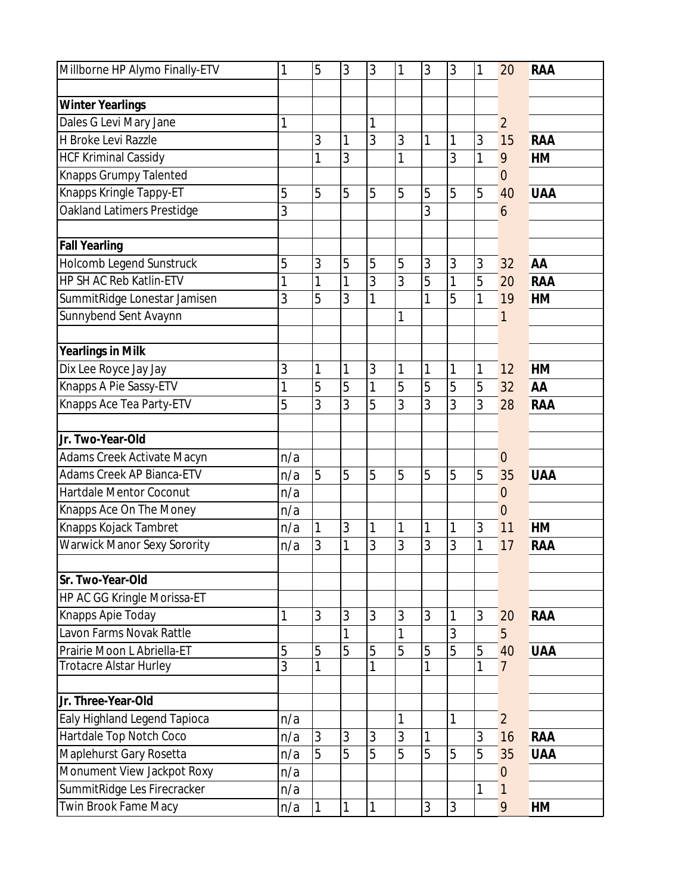| | | | | | | | | | | |
|---|---|---|---|---|---|---|---|---|---|---|
| Millborne HP Alymo Finally-ETV | 1 | 5 | 3 | 3 | 1 | 3 | 3 | 1 | 20 | **RAA** |
| | | | | | | | | | | |
| **Winter Yearlings** | | | | | | | | | | |
| Dales G Levi Mary Jane | 1 | | | 1 | | | | | 2 | |
| H Broke Levi Razzle | | 3 | 1 | 3 | 3 | 1 | 1 | 3 | 15 | **RAA** |
| HCF Kriminal Cassidy | | 1 | 3 | | 1 | | 3 | 1 | 9 | **HM** |
| Knapps Grumpy Talented | | | | | | | | | 0 | |
| Knapps Kringle Tappy-ET | 5 | 5 | 5 | 5 | 5 | 5 | 5 | 5 | 40 | **UAA** |
| Oakland Latimers Prestidge | 3 | | | | | 3 | | | 6 | |
| | | | | | | | | | | |
| **Fall Yearling** | | | | | | | | | | |
| Holcomb Legend Sunstruck | 5 | 3 | 5 | 5 | 5 | 3 | 3 | 3 | 32 | **AA** |
| HP SH AC Reb Katlin-ETV | 1 | 1 | 1 | 3 | 3 | 5 | 1 | 5 | 20 | **RAA** |
| SummitRidge Lonestar Jamisen | 3 | 5 | 3 | 1 | | 1 | 5 | 1 | 19 | **HM** |
| Sunnybend Sent Avaynn | | | | | 1 | | | | 1 | |
| | | | | | | | | | | |
| **Yearlings in Milk** | | | | | | | | | | |
| Dix Lee Royce Jay Jay | 3 | 1 | 1 | 3 | 1 | 1 | 1 | 1 | 12 | **HM** |
| Knapps A Pie Sassy-ETV | 1 | 5 | 5 | 1 | 5 | 5 | 5 | 5 | 32 | **AA** |
| Knapps Ace Tea Party-ETV | 5 | 3 | 3 | 5 | 3 | 3 | 3 | 3 | 28 | **RAA** |
| | | | | | | | | | | |
| **Jr. Two-Year-Old** | | | | | | | | | | |
| Adams Creek Activate Macyn | n/a | | | | | | | | 0 | |
| Adams Creek AP Bianca-ETV | n/a | 5 | 5 | 5 | 5 | 5 | 5 | 5 | 35 | **UAA** |
| Hartdale Mentor Coconut | n/a | | | | | | | | 0 | |
| Knapps Ace On The Money | n/a | | | | | | | | 0 | |
| Knapps Kojack Tambret | n/a | 1 | 3 | 1 | 1 | 1 | 1 | 3 | 11 | **HM** |
| Warwick Manor Sexy Sorority | n/a | 3 | 1 | 3 | 3 | 3 | 3 | 1 | 17 | **RAA** |
| | | | | | | | | | | |
| **Sr. Two-Year-Old** | | | | | | | | | | |
| HP AC GG Kringle Morissa-ET | | | | | | | | | | |
| Knapps Apie Today | 1 | 3 | 3 | 3 | 3 | 3 | 1 | 3 | 20 | **RAA** |
| Lavon Farms Novak Rattle | | | 1 | | 1 | | 3 | | 5 | |
| Prairie Moon L Abriella-ET | 5 | 5 | 5 | 5 | 5 | 5 | 5 | 5 | 40 | **UAA** |
| Trotacre Alstar Hurley | 3 | 1 | | 1 | | 1 | | 1 | 7 | |
| | | | | | | | | | | |
| **Jr. Three-Year-Old** | | | | | | | | | | |
| Ealy Highland Legend Tapioca | n/a | | | | 1 | | 1 | | 2 | |
| Hartdale Top Notch Coco | n/a | 3 | 3 | 3 | 3 | 1 | | 3 | 16 | **RAA** |
| Maplehurst Gary Rosetta | n/a | 5 | 5 | 5 | 5 | 5 | 5 | 5 | 35 | **UAA** |
| Monument View Jackpot Roxy | n/a | | | | | | | | 0 | |
| SummitRidge Les Firecracker | n/a | | | | | | | 1 | 1 | |
| Twin Brook Fame Macy | n/a | 1 | 1 | 1 | | 3 | 3 | | 9 | **HM** |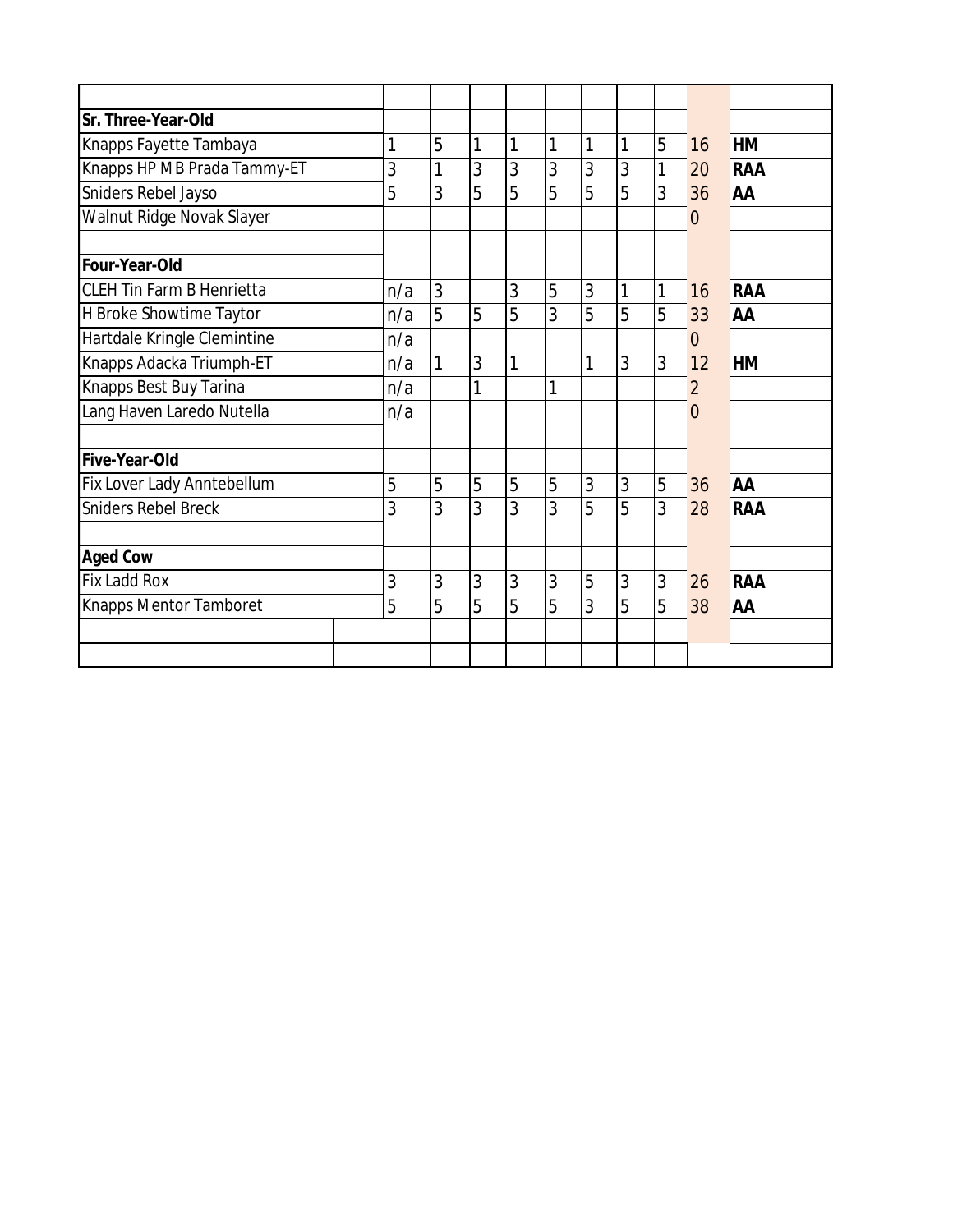| | | | | | | | | | | |
|---|---|---|---|---|---|---|---|---|---|---|
| **Sr. Three-Year-Old** | | | | | | | | | | |
| Knapps Fayette Tambaya | 1 | 5 | 1 | 1 | 1 | 1 | 1 | 5 | 16 | **HM** |
| Knapps HP M B Prada Tammy-ET | 3 | 1 | 3 | 3 | 3 | 3 | 3 | 1 | 20 | **RAA** |
| Sniders Rebel Jayso | 5 | 3 | 5 | 5 | 5 | 5 | 5 | 3 | 36 | **AA** |
| Walnut Ridge Novak Slayer | | | | | | | | | 0 | |
| | | | | | | | | | | |
| **Four-Year-Old** | | | | | | | | | | |
| CLEH Tin Farm B Henrietta | n/a | 3 | | 3 | 5 | 3 | 1 | 1 | 16 | **RAA** |
| H Broke Showtime Taytor | n/a | 5 | 5 | 5 | 3 | 5 | 5 | 5 | 33 | **AA** |
| Hartdale Kringle Clemintine | n/a | | | | | | | | 0 | |
| Knapps Adacka Triumph-ET | n/a | 1 | 3 | 1 | | 1 | 3 | 3 | 12 | **HM** |
| Knapps Best Buy Tarina | n/a | | 1 | | 1 | | | | 2 | |
| Lang Haven Laredo Nutella | n/a | | | | | | | | 0 | |
| | | | | | | | | | | |
| **Five-Year-Old** | | | | | | | | | | |
| Fix Lover Lady Anntebellum | 5 | 5 | 5 | 5 | 5 | 3 | 3 | 5 | 36 | **AA** |
| Sniders Rebel Breck | 3 | 3 | 3 | 3 | 3 | 5 | 5 | 3 | 28 | **RAA** |
| | | | | | | | | | | |
| **Aged Cow** | | | | | | | | | | |
| Fix Ladd Rox | 3 | 3 | 3 | 3 | 3 | 5 | 3 | 3 | 26 | **RAA** |
| Knapps Mentor Tamboret | 5 | 5 | 5 | 5 | 5 | 3 | 5 | 5 | 38 | **AA** |